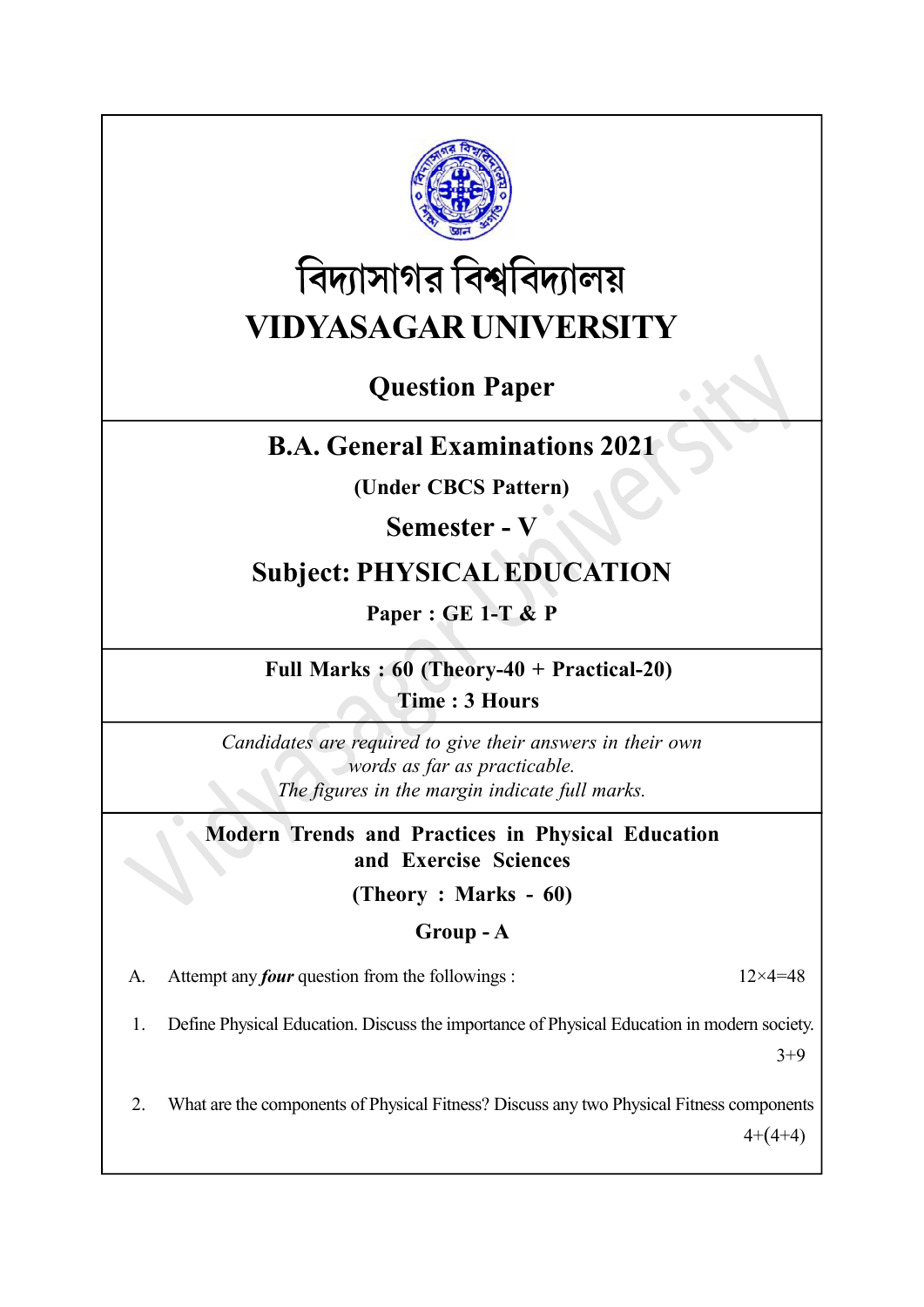# বিদ্যাসাগর বিশ্ববিদ্যালয়

# VIDYASAGAR UNIVERSITY

## Question Paper

## B.A. General Examinations 2021

**(Under CBCS Pattern)**

## Semester - V

## Subject: PHYSICAL EDUCATION

**Paper : GE 1-T & P**

**Full Marks : 60 (Theory-40 + Practical-20)**

**Time : 3 Hours**

*Candidates are required to give their answers in their own words as far as practicable.*

*The figures in the margin indicate full marks.*

### Modern Trends and Practices in Physical Education and Exercise Sciences

**(Theory : Marks - 60)**

### Group - A

A. Attempt any ***four*** question from the followings : 12×4=48

1. Define Physical Education. Discuss the importance of Physical Education in modern society. 3+9

2. What are the components of Physical Fitness? Discuss any two Physical Fitness components 4+(4+4)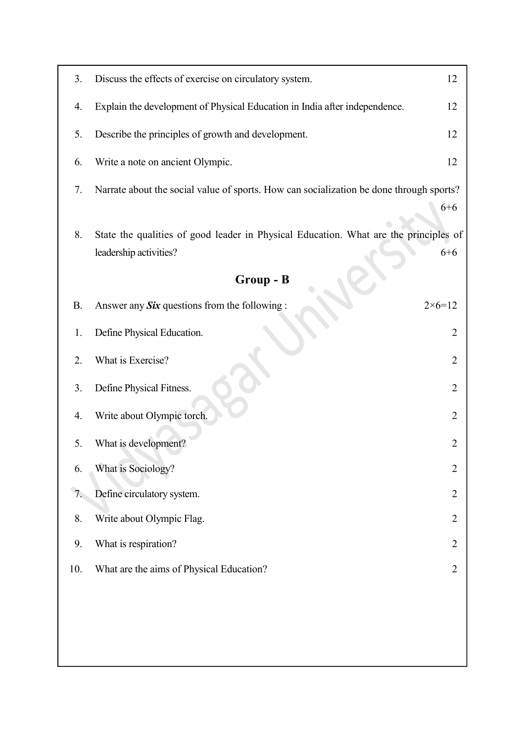3. Discuss the effects of exercise on circulatory system. 12

4. Explain the development of Physical Education in India after independence. 12

5. Describe the principles of growth and development. 12

6. Write a note on ancient Olympic. 12

7. Narrate about the social value of sports. How can socialization be done through sports? 6+6

8. State the qualities of good leader in Physical Education. What are the principles of leadership activities? 6+6

## Group - B

B. Answer any ***Six*** questions from the following : 2×6=12

1. Define Physical Education. 2

2. What is Exercise? 2

3. Define Physical Fitness. 2

4. Write about Olympic torch. 2

5. What is development? 2

6. What is Sociology? 2

7. Define circulatory system. 2

8. Write about Olympic Flag. 2

9. What is respiration? 2

10. What are the aims of Physical Education? 2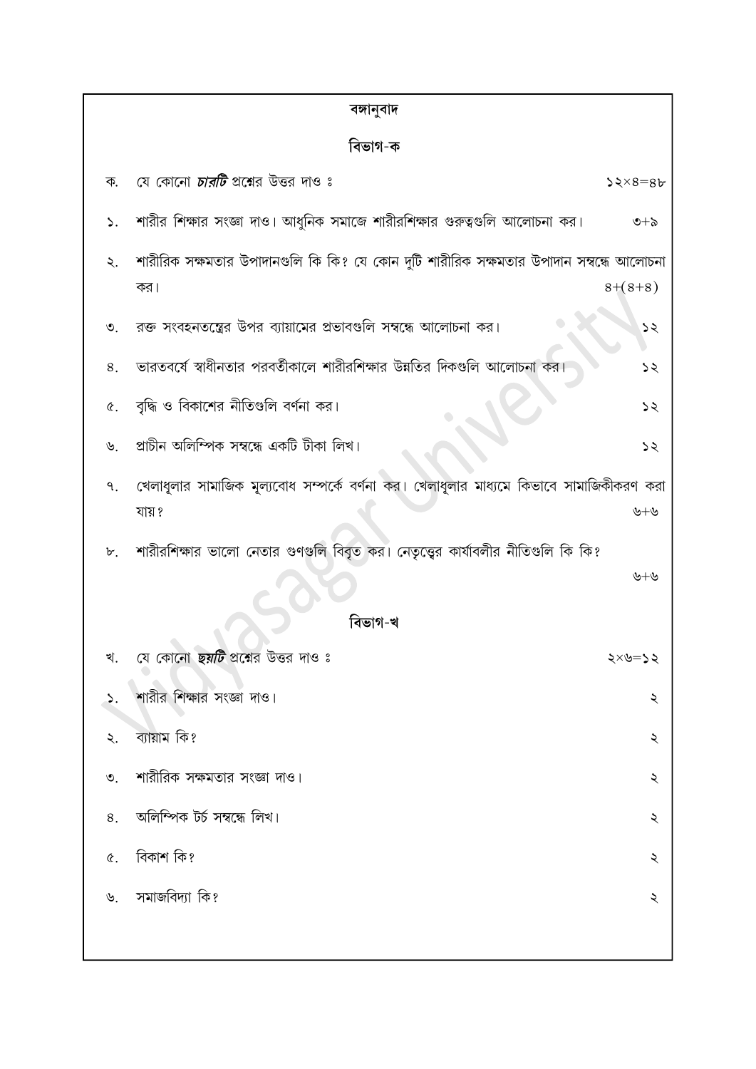## বঙ্গানুবাদ

### বিভাগ-ক

ক. যে কোনো ***চারটি*** প্রশ্নের উত্তর দাও ঃ ১২×৪=৪৮

১. শারীর শিক্ষার সংজ্ঞা দাও। আধুনিক সমাজে শারীরশিক্ষার গুরুত্বগুলি আলোচনা কর। ৩+৯

২. শারীরিক সক্ষমতার উপাদানগুলি কি কি? যে কোন দুটি শারীরিক সক্ষমতার উপাদান সম্বন্ধে আলোচনা কর। ৪+(৪+৪)

৩. রক্ত সংবহনতন্ত্রের উপর ব্যায়ামের প্রভাবগুলি সম্বন্ধে আলোচনা কর। ১২

৪. ভারতবর্ষে স্বাধীনতার পরবর্তীকালে শারীরশিক্ষার উন্নতির দিকগুলি আলোচনা কর। ১২

৫. বৃদ্ধি ও বিকাশের নীতিগুলি বর্ণনা কর। ১২

৬. প্রাচীন অলিম্পিক সম্বন্ধে একটি টীকা লিখ। ১২

৭. খেলাধূলার সামাজিক মূল্যবোধ সম্পর্কে বর্ণনা কর। খেলাধূলার মাধ্যমে কিভাবে সামাজিকীকরণ করা যায়? ৬+৬

৮. শারীরশিক্ষার ভালো নেতার গুণগুলি বিবৃত কর। নেতৃত্বের কার্যাবলীর নীতিগুলি কি কি? ৬+৬

### বিভাগ-খ

খ. যে কোনো ***ছয়টি*** প্রশ্নের উত্তর দাও ঃ ২×৬=১২

১. শারীর শিক্ষার সংজ্ঞা দাও। ২

২. ব্যায়াম কি? ২

৩. শারীরিক সক্ষমতার সংজ্ঞা দাও। ২

৪. অলিম্পিক টর্চ সম্বন্ধে লিখ। ২

৫. বিকাশ কি? ২

৬. সমাজবিদ্যা কি? ২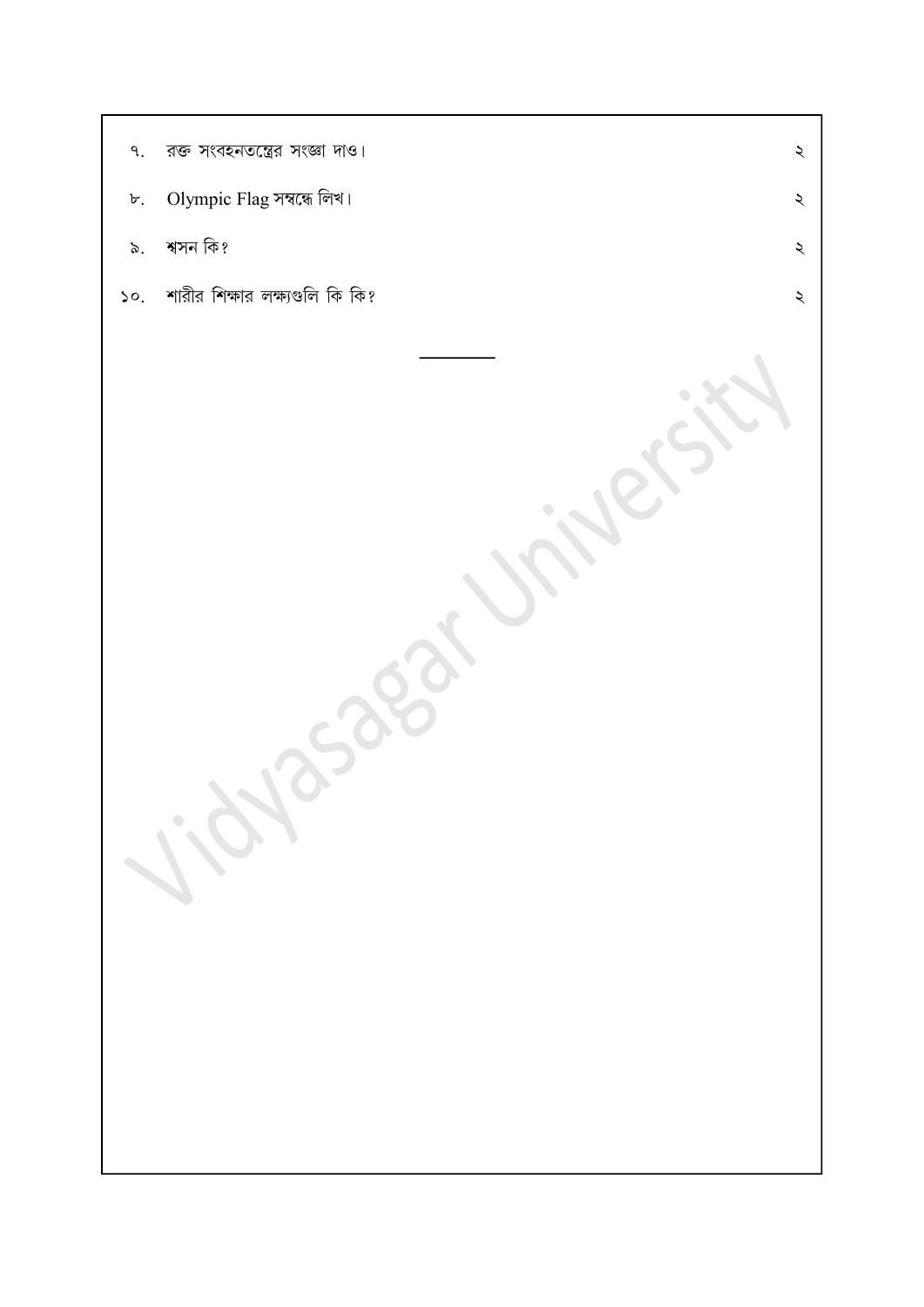৭. রক্ত সংবহনতন্ত্রের সংজ্ঞা দাও। ২

৮. Olympic Flag সম্বন্ধে লিখ। ২

৯. শ্বসন কি? ২

১০. শারীর শিক্ষার লক্ষ্যগুলি কি কি? ২

---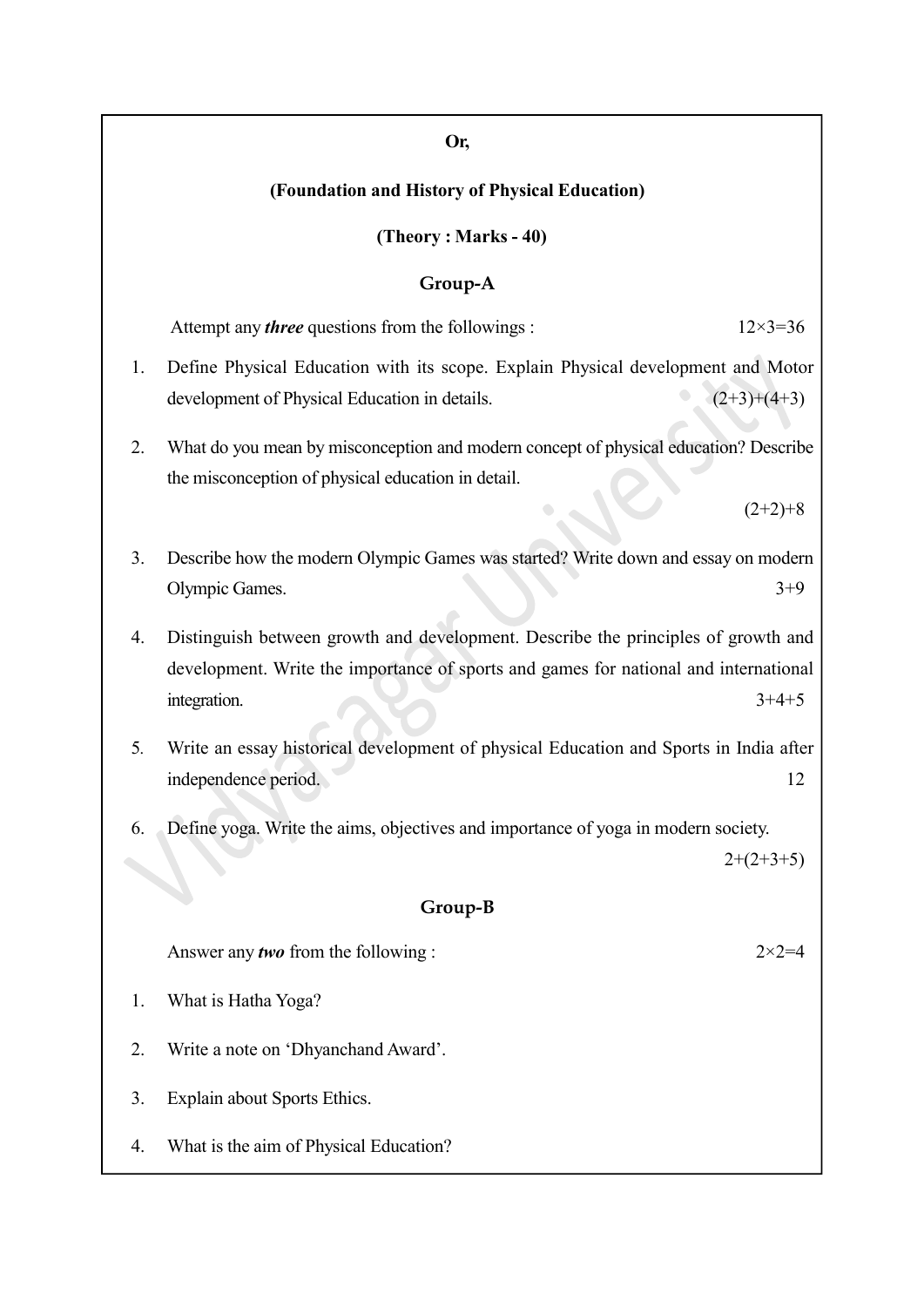**Or,**

**(Foundation and History of Physical Education)**

**(Theory : Marks - 40)**

## Group-A

Attempt any ***three*** questions from the followings : 12×3=36

1. Define Physical Education with its scope. Explain Physical development and Motor development of Physical Education in details. (2+3)+(4+3)

2. What do you mean by misconception and modern concept of physical education? Describe the misconception of physical education in detail. (2+2)+8

3. Describe how the modern Olympic Games was started? Write down and essay on modern Olympic Games. 3+9

4. Distinguish between growth and development. Describe the principles of growth and development. Write the importance of sports and games for national and international integration. 3+4+5

5. Write an essay historical development of physical Education and Sports in India after independence period. 12

6. Define yoga. Write the aims, objectives and importance of yoga in modern society. 2+(2+3+5)

## Group-B

Answer any ***two*** from the following : 2×2=4

1. What is Hatha Yoga?

2. Write a note on 'Dhyanchand Award'.

3. Explain about Sports Ethics.

4. What is the aim of Physical Education?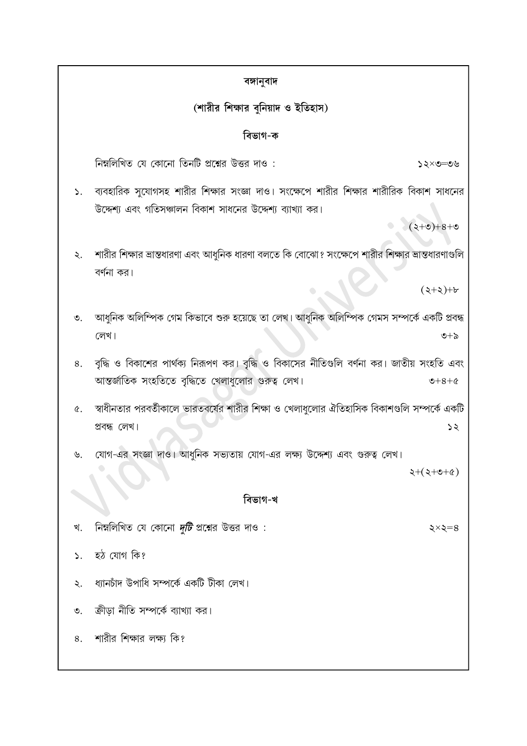## বঙ্গানুবাদ

## (শারীর শিক্ষার বুনিয়াদ ও ইতিহাস)

### বিভাগ-ক

নিম্নলিখিত যে কোনো তিনটি প্রশ্নের উত্তর দাও : ১২×৩=৩৬

১. ব্যবহারিক সুযোগসহ শারীর শিক্ষার সংজ্ঞা দাও। সংক্ষেপে শারীর শিক্ষার শারীরিক বিকাশ সাধনের উদ্দেশ্য এবং গতিসঞ্চালন বিকাশ সাধনের উদ্দেশ্য ব্যাখ্যা কর। (২+৩)+৪+৩

২. শারীর শিক্ষার ভ্রান্তধারণা এবং আধুনিক ধারণা বলতে কি বোঝো? সংক্ষেপে শারীর শিক্ষার ভ্রান্তধারণাগুলি বর্ণনা কর। (২+২)+৮

৩. আধুনিক অলিম্পিক গেম কিভাবে শুরু হয়েছে তা লেখ। আধুনিক অলিম্পিক গেমস সম্পর্কে একটি প্রবন্ধ লেখ। ৩+৯

৪. বৃদ্ধি ও বিকাশের পার্থক্য নিরূপণ কর। বৃদ্ধি ও বিকাসের নীতিগুলি বর্ণনা কর। জাতীয় সংহতি এবং আন্তর্জাতিক সংহতিতে বৃদ্ধিতে খেলাধুলোর গুরুত্ব লেখ। ৩+৪+৫

৫. স্বাধীনতার পরবর্তীকালে ভারতবর্ষের শারীর শিক্ষা ও খেলাধুলোর ঐতিহাসিক বিকাশগুলি সম্পর্কে একটি প্রবন্ধ লেখ। ১২

৬. যোগ-এর সংজ্ঞা দাও। আধুনিক সভ্যতায় যোগ-এর লক্ষ্য উদ্দেশ্য এবং গুরুত্ব লেখ। ২+(২+৩+৫)

### বিভাগ-খ

খ. নিম্নলিখিত যে কোনো ***দুটি*** প্রশ্নের উত্তর দাও : ২×২=৪

১. হঠ যোগ কি?

২. ধ্যানচাঁদ উপাধি সম্পর্কে একটি টীকা লেখ।

৩. ক্রীড়া নীতি সম্পর্কে ব্যাখ্যা কর।

৪. শারীর শিক্ষার লক্ষ্য কি?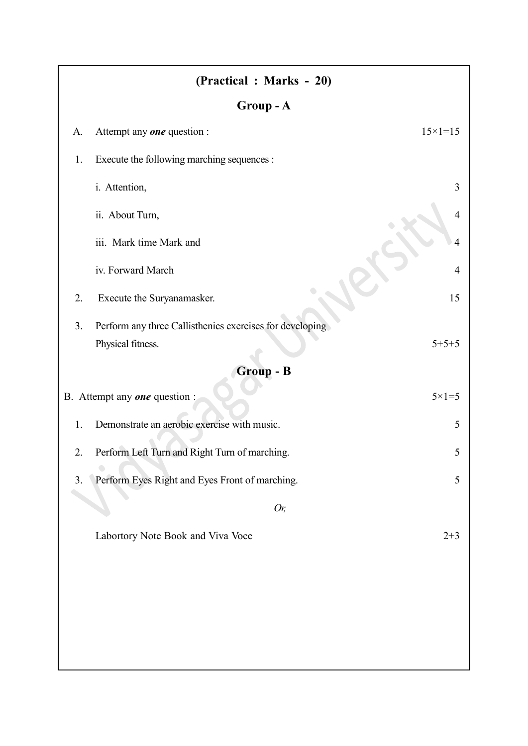## (Practical : Marks - 20)

### Group - A

A. Attempt any ***one*** question : 15×1=15

1. Execute the following marching sequences :

   i. Attention, 3

   ii. About Turn, 4

   iii. Mark time Mark and 4

   iv. Forward March 4

2. Execute the Suryanamasker. 15

3. Perform any three Callisthenics exercises for developing Physical fitness. 5+5+5

### Group - B

B. Attempt any ***one*** question : 5×1=5

1. Demonstrate an aerobic exercise with music. 5

2. Perform Left Turn and Right Turn of marching. 5

3. Perform Eyes Right and Eyes Front of marching. 5

*Or,*

Labortory Note Book and Viva Voce 2+3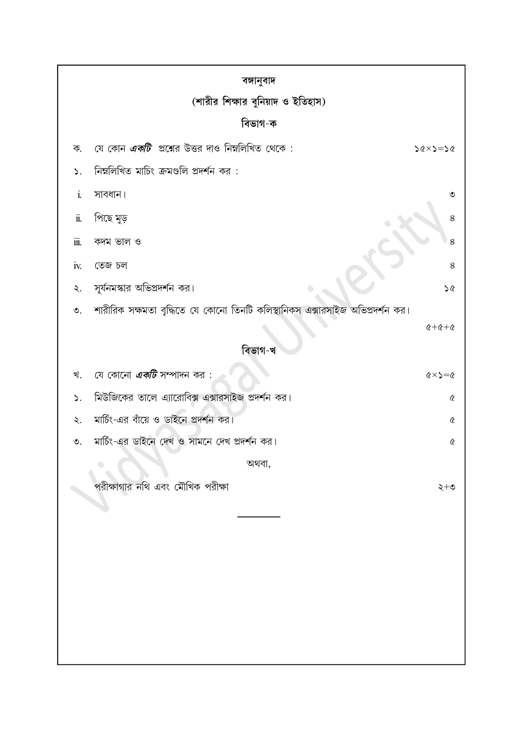## বঙ্গানুবাদ

## (শারীর শিক্ষার বুনিয়াদ ও ইতিহাস)

### বিভাগ-ক

ক. যে কোন ***একটি*** প্রশ্নের উত্তর দাও নিম্নলিখিত থেকে : ১৫×১=১৫

১. নিম্নলিখিত মার্চিং ক্রমগুলি প্রদর্শন কর :

i. সাবধান। ৩

ii. পিছে মুড় ৪

iii. কদম ভাল ও ৪

iv. তেজ চল ৪

২. সূর্যনমস্কার অভিপ্রদর্শন কর। ১৫

৩. শারীরিক সক্ষমতা বৃদ্ধিতে যে কোনো তিনটি কলিস্থানিকস এক্সারসাইজ অভিপ্রদর্শন কর। ৫+৫+৫

### বিভাগ-খ

খ. যে কোনো ***একটি*** সম্পাদন কর : ৫×১=৫

১. মিউজিকের তালে এ্যারোবিক্স এক্সারসাইজ প্রদর্শন কর। ৫

২. মার্চিং-এর বাঁয়ে ও ডাইনে প্রদর্শন কর। ৫

৩. মার্চিং-এর ডাইনে দেখ ও সামনে দেখ প্রদর্শন কর। ৫

অথবা,

পরীক্ষাগার নথি এবং মৌখিক পরীক্ষা ২+৩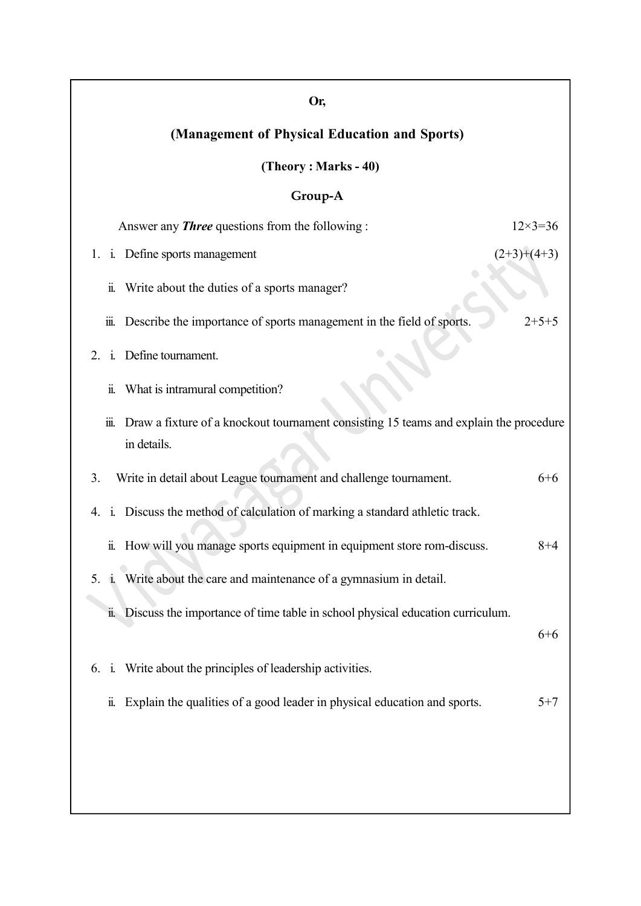**Or,**

## (Management of Physical Education and Sports)

**(Theory : Marks - 40)**

### Group-A

Answer any ***Three*** questions from the following : 12×3=36

1. i. Define sports management (2+3)+(4+3)

   ii. Write about the duties of a sports manager?

   iii. Describe the importance of sports management in the field of sports. 2+5+5

2. i. Define tournament.

   ii. What is intramural competition?

   iii. Draw a fixture of a knockout tournament consisting 15 teams and explain the procedure in details.

3. Write in detail about League tournament and challenge tournament. 6+6

4. i. Discuss the method of calculation of marking a standard athletic track.

   ii. How will you manage sports equipment in equipment store rom-discuss. 8+4

5. i. Write about the care and maintenance of a gymnasium in detail.

   ii. Discuss the importance of time table in school physical education curriculum.

   6+6

6. i. Write about the principles of leadership activities.

   ii. Explain the qualities of a good leader in physical education and sports. 5+7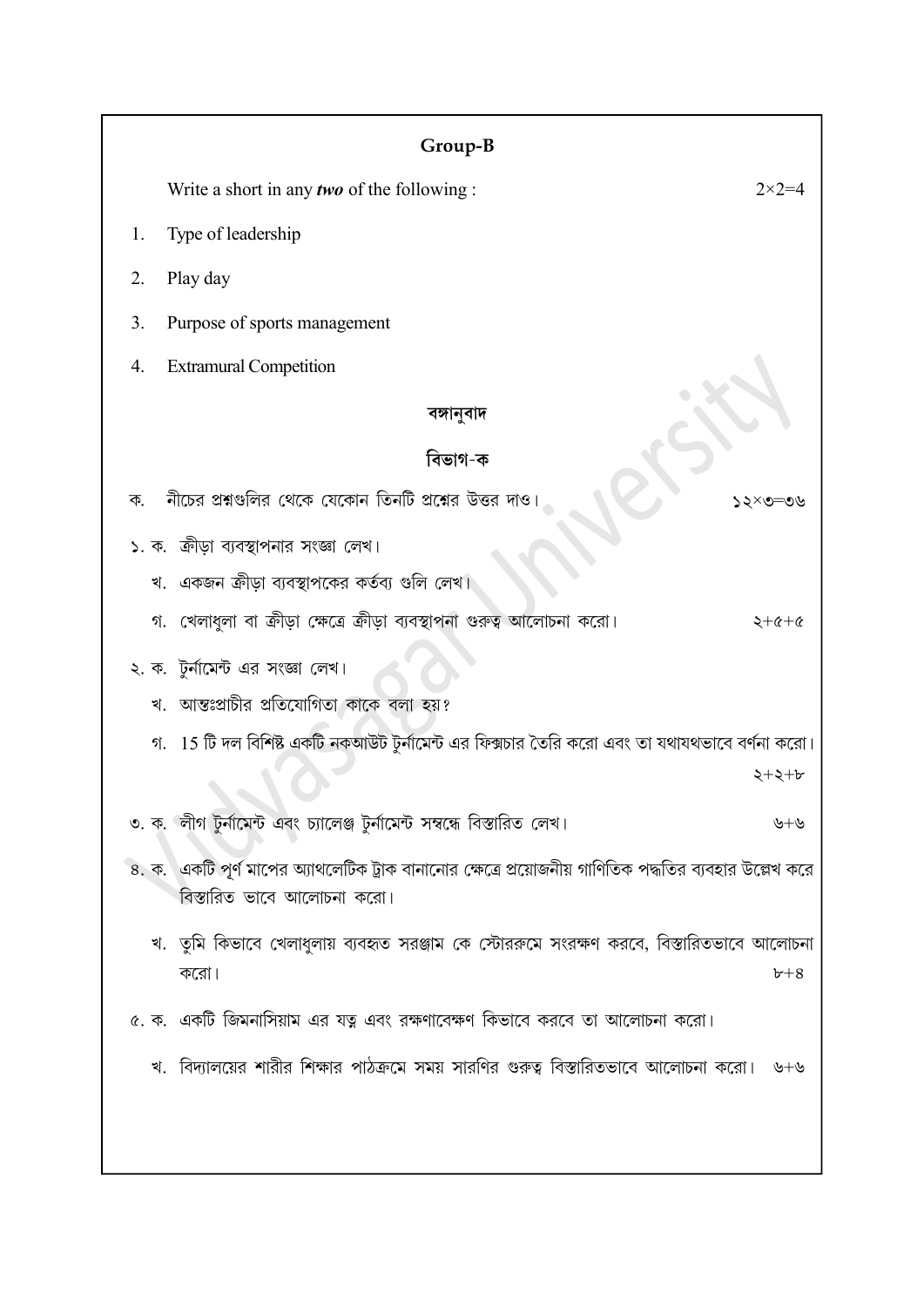## Group-B

Write a short in any ***two*** of the following : 2×2=4

1. Type of leadership
2. Play day
3. Purpose of sports management
4. Extramural Competition

## বঙ্গানুবাদ

## বিভাগ-ক

ক. নীচের প্রশ্নগুলির থেকে যেকোন তিনটি প্রশ্নের উত্তর দাও। ১২×৩=৩৬

১. ক. ক্রীড়া ব্যবস্থাপনার সংজ্ঞা লেখ।

খ. একজন ক্রীড়া ব্যবস্থাপকের কর্তব্য গুলি লেখ।

গ. খেলাধুলা বা ক্রীড়া ক্ষেত্রে ক্রীড়া ব্যবস্থাপনা গুরুত্ব আলোচনা করো। ২+৫+৫

২. ক. টুর্নামেন্ট এর সংজ্ঞা লেখ।

খ. আন্তঃপ্রাচীর প্রতিযোগিতা কাকে বলা হয়?

গ. 15 টি দল বিশিষ্ট একটি নকআউট টুর্নামেন্ট এর ফিক্সচার তৈরি করো এবং তা যথাযথভাবে বর্ণনা করো। ২+২+৮

৩. ক. লীগ টুর্নামেন্ট এবং চ্যালেঞ্জ টুর্নামেন্ট সম্বন্ধে বিস্তারিত লেখ। ৬+৬

৪. ক. একটি পূর্ণ মাপের অ্যাথলেটিক ট্রাক বানানোর ক্ষেত্রে প্রয়োজনীয় গাণিতিক পদ্ধতির ব্যবহার উল্লেখ করে বিস্তারিত ভাবে আলোচনা করো।

খ. তুমি কিভাবে খেলাধুলায় ব্যবহৃত সরঞ্জাম কে স্টোররুমে সংরক্ষণ করবে, বিস্তারিতভাবে আলোচনা করো। ৮+৪

৫. ক. একটি জিমনাসিয়াম এর যত্ন এবং রক্ষণাবেক্ষণ কিভাবে করবে তা আলোচনা করো।

খ. বিদ্যালয়ের শারীর শিক্ষার পাঠক্রমে সময় সারণির গুরুত্ব বিস্তারিতভাবে আলোচনা করো। ৬+৬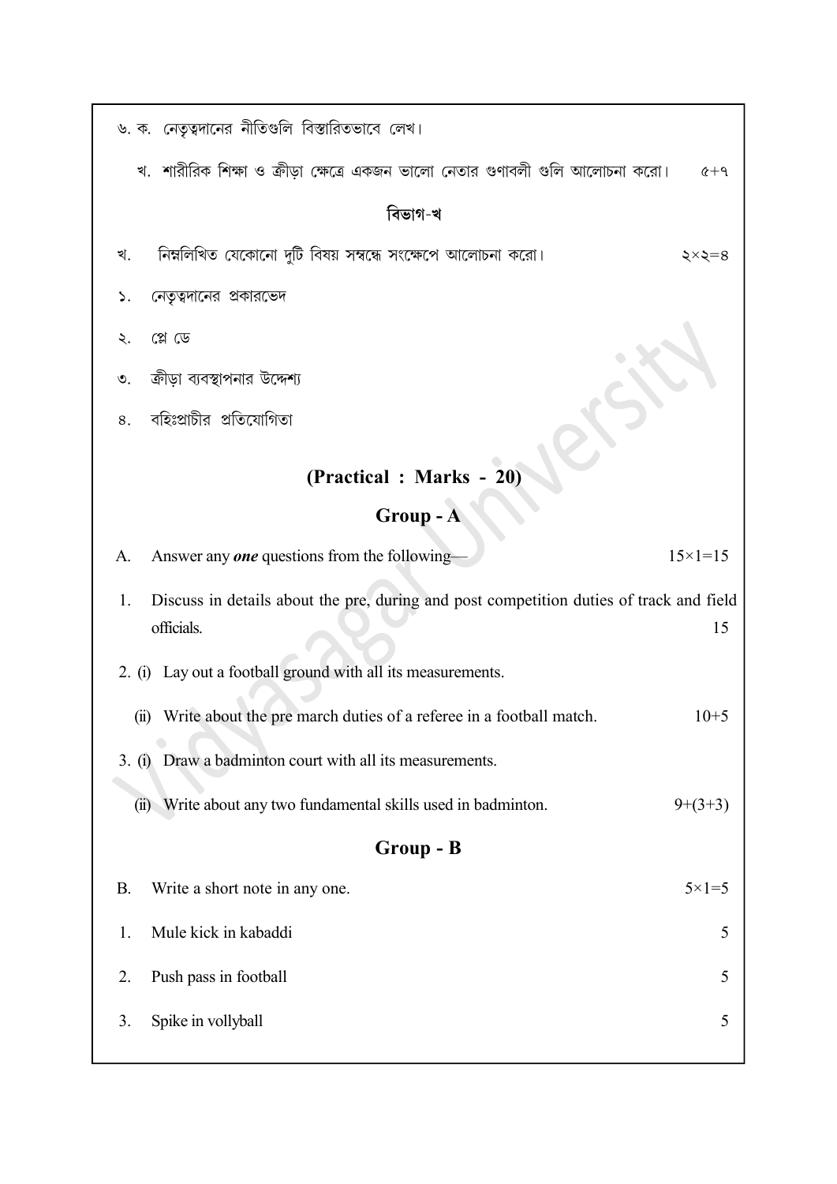৬. ক. নেতৃত্বদানের নীতিগুলি বিস্তারিতভাবে লেখ।

খ. শারীরিক শিক্ষা ও ক্রীড়া ক্ষেত্রে একজন ভালো নেতার গুণাবলী গুলি আলোচনা করো। ৫+৭

### বিভাগ-খ

খ. নিম্নলিখিত যেকোনো দুটি বিষয় সম্বন্ধে সংক্ষেপে আলোচনা করো। ২×২=৪

১. নেতৃত্বদানের প্রকারভেদ

২. প্লে ডে

৩. ক্রীড়া ব্যবস্থাপনার উদ্দেশ্য

৪. বহিঃপ্রাচীর প্রতিযোগিতা

## (Practical : Marks - 20)

## Group - A

A. Answer any ***one*** questions from the following— 15×1=15

1. Discuss in details about the pre, during and post competition duties of track and field officials. 15

2. (i) Lay out a football ground with all its measurements.

 (ii) Write about the pre march duties of a referee in a football match. 10+5

3. (i) Draw a badminton court with all its measurements.

 (ii) Write about any two fundamental skills used in badminton. 9+(3+3)

## Group - B

B. Write a short note in any one. 5×1=5

1. Mule kick in kabaddi 5

2. Push pass in football 5

3. Spike in vollyball 5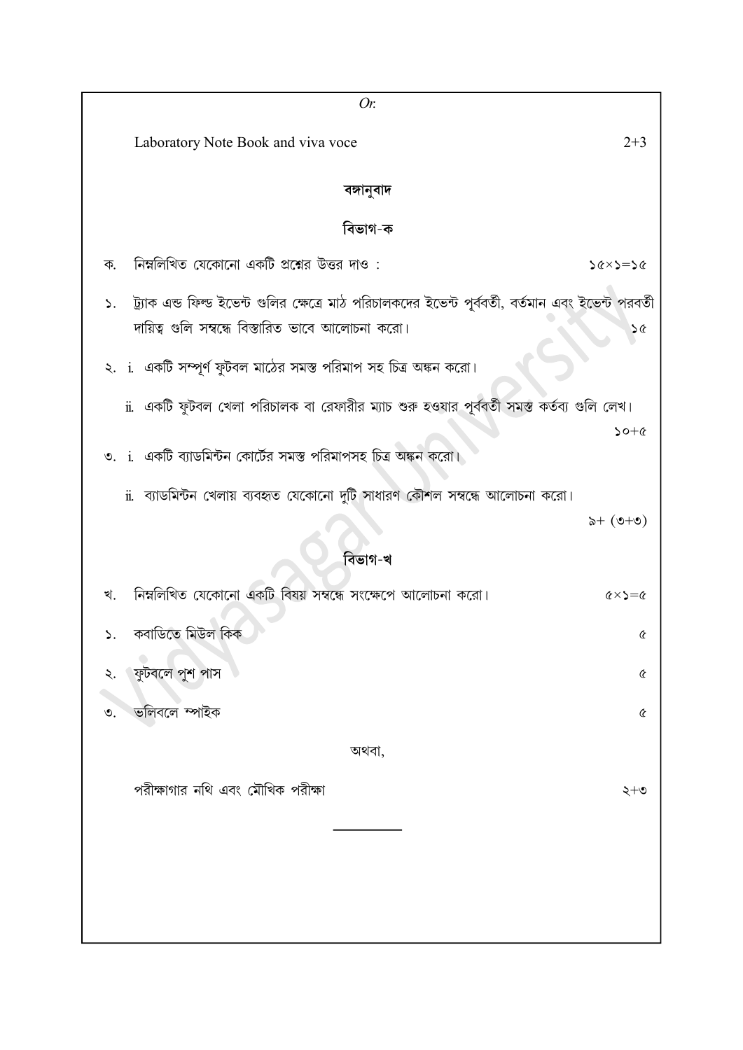*Or.*

Laboratory Note Book and viva voce 2+3

## বঙ্গানুবাদ

### বিভাগ-ক

ক. নিম্নলিখিত যেকোনো একটি প্রশ্নের উত্তর দাও : ১৫×১=১৫

১. ট্র্যাক এন্ড ফিল্ড ইভেন্ট গুলির ক্ষেত্রে মাঠ পরিচালকদের ইভেন্ট পূর্ববর্তী, বর্তমান এবং ইভেন্ট পরবর্তী দায়িত্ব গুলি সম্বন্ধে বিস্তারিত ভাবে আলোচনা করো। ১৫

২. i. একটি সম্পূর্ণ ফুটবল মাঠের সমস্ত পরিমাপ সহ চিত্র অঙ্কন করো।

ii. একটি ফুটবল খেলা পরিচালক বা রেফারীর ম্যাচ শুরু হওয়ার পূর্ববর্তী সমস্ত কর্তব্য গুলি লেখ। ১০+৫

৩. i. একটি ব্যাডমিন্টন কোর্টের সমস্ত পরিমাপসহ চিত্র অঙ্কন করো।

ii. ব্যাডমিন্টন খেলায় ব্যবহৃত যেকোনো দুটি সাধারণ কৌশল সম্বন্ধে আলোচনা করো। ৯+ (৩+৩)

### বিভাগ-খ

খ. নিম্নলিখিত যেকোনো একটি বিষয় সম্বন্ধে সংক্ষেপে আলোচনা করো। ৫×১=৫

১. কবাডিতে মিউল কিক ৫

২. ফুটবলে পুশ পাস ৫

৩. ভলিবলে স্পাইক ৫

অথবা,

পরীক্ষাগার নথি এবং মৌখিক পরীক্ষা ২+৩